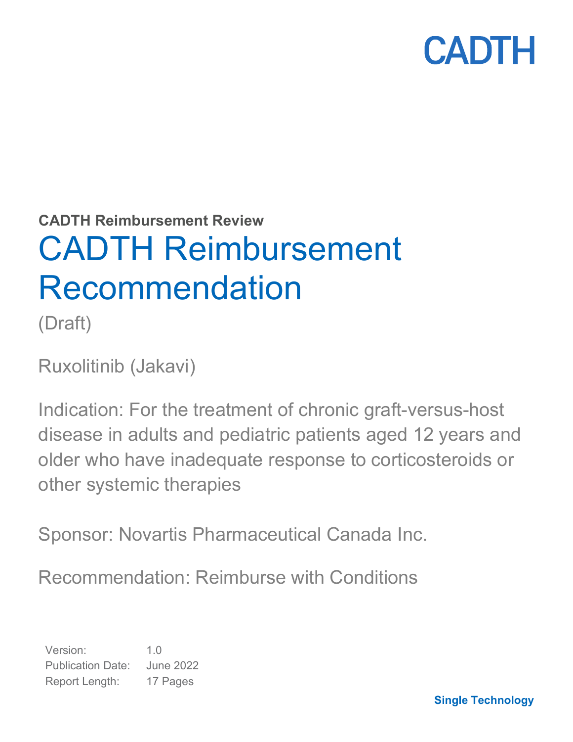CADTH

**CADTH Reimbursement Review**

# CADTH Reimbursement Recommendation

(Draft)

Ruxolitinib (Jakavi)

Indication: For the treatment of chronic graft-versus-host disease in adults and pediatric patients aged 12 years and older who have inadequate response to corticosteroids or other systemic therapies

Sponsor: Novartis Pharmaceutical Canada Inc.

Recommendation: Reimburse with Conditions

| | |
|---|---|
| Version: | 1.0 |
| Publication Date: | June 2022 |
| Report Length: | 17 Pages |

**Single Technology**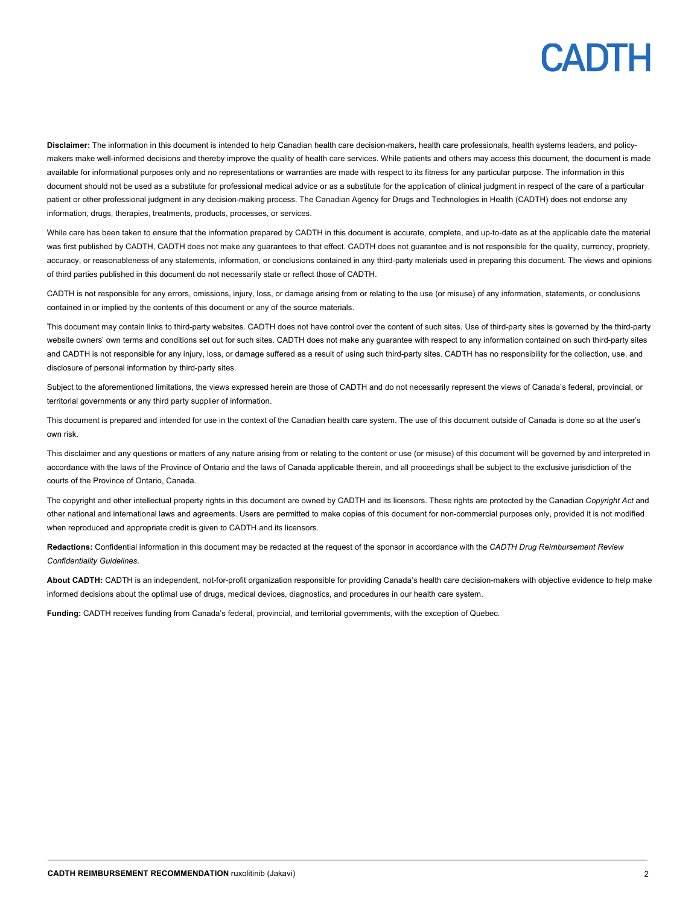**Disclaimer:** The information in this document is intended to help Canadian health care decision-makers, health care professionals, health systems leaders, and policy-makers make well-informed decisions and thereby improve the quality of health care services. While patients and others may access this document, the document is made available for informational purposes only and no representations or warranties are made with respect to its fitness for any particular purpose. The information in this document should not be used as a substitute for professional medical advice or as a substitute for the application of clinical judgment in respect of the care of a particular patient or other professional judgment in any decision-making process. The Canadian Agency for Drugs and Technologies in Health (CADTH) does not endorse any information, drugs, therapies, treatments, products, processes, or services.

While care has been taken to ensure that the information prepared by CADTH in this document is accurate, complete, and up-to-date as at the applicable date the material was first published by CADTH, CADTH does not make any guarantees to that effect. CADTH does not guarantee and is not responsible for the quality, currency, propriety, accuracy, or reasonableness of any statements, information, or conclusions contained in any third-party materials used in preparing this document. The views and opinions of third parties published in this document do not necessarily state or reflect those of CADTH.

CADTH is not responsible for any errors, omissions, injury, loss, or damage arising from or relating to the use (or misuse) of any information, statements, or conclusions contained in or implied by the contents of this document or any of the source materials.

This document may contain links to third-party websites. CADTH does not have control over the content of such sites. Use of third-party sites is governed by the third-party website owners' own terms and conditions set out for such sites. CADTH does not make any guarantee with respect to any information contained on such third-party sites and CADTH is not responsible for any injury, loss, or damage suffered as a result of using such third-party sites. CADTH has no responsibility for the collection, use, and disclosure of personal information by third-party sites.

Subject to the aforementioned limitations, the views expressed herein are those of CADTH and do not necessarily represent the views of Canada's federal, provincial, or territorial governments or any third party supplier of information.

This document is prepared and intended for use in the context of the Canadian health care system. The use of this document outside of Canada is done so at the user's own risk.

This disclaimer and any questions or matters of any nature arising from or relating to the content or use (or misuse) of this document will be governed by and interpreted in accordance with the laws of the Province of Ontario and the laws of Canada applicable therein, and all proceedings shall be subject to the exclusive jurisdiction of the courts of the Province of Ontario, Canada.

The copyright and other intellectual property rights in this document are owned by CADTH and its licensors. These rights are protected by the Canadian *Copyright Act* and other national and international laws and agreements. Users are permitted to make copies of this document for non-commercial purposes only, provided it is not modified when reproduced and appropriate credit is given to CADTH and its licensors.

**Redactions:** Confidential information in this document may be redacted at the request of the sponsor in accordance with the *CADTH Drug Reimbursement Review Confidentiality Guidelines.*

**About CADTH:** CADTH is an independent, not-for-profit organization responsible for providing Canada's health care decision-makers with objective evidence to help make informed decisions about the optimal use of drugs, medical devices, diagnostics, and procedures in our health care system.

**Funding:** CADTH receives funding from Canada's federal, provincial, and territorial governments, with the exception of Quebec.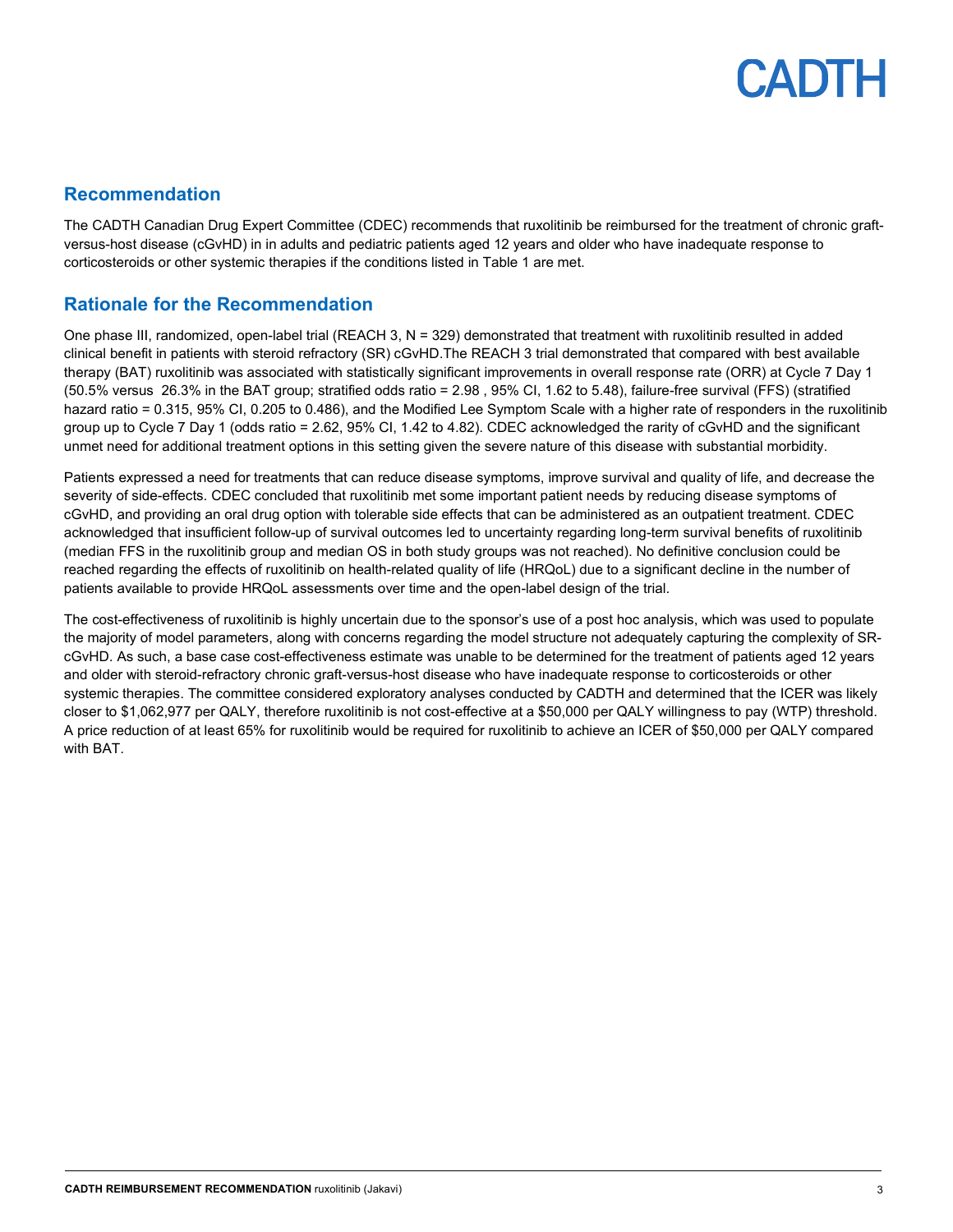## Recommendation

The CADTH Canadian Drug Expert Committee (CDEC) recommends that ruxolitinib be reimbursed for the treatment of chronic graft-versus-host disease (cGvHD) in in adults and pediatric patients aged 12 years and older who have inadequate response to corticosteroids or other systemic therapies if the conditions listed in Table 1 are met.

## Rationale for the Recommendation

One phase III, randomized, open-label trial (REACH 3, N = 329) demonstrated that treatment with ruxolitinib resulted in added clinical benefit in patients with steroid refractory (SR) cGvHD.The REACH 3 trial demonstrated that compared with best available therapy (BAT) ruxolitinib was associated with statistically significant improvements in overall response rate (ORR) at Cycle 7 Day 1 (50.5% versus 26.3% in the BAT group; stratified odds ratio = 2.98 , 95% CI, 1.62 to 5.48), failure-free survival (FFS) (stratified hazard ratio = 0.315, 95% CI, 0.205 to 0.486), and the Modified Lee Symptom Scale with a higher rate of responders in the ruxolitinib group up to Cycle 7 Day 1 (odds ratio = 2.62, 95% CI, 1.42 to 4.82). CDEC acknowledged the rarity of cGvHD and the significant unmet need for additional treatment options in this setting given the severe nature of this disease with substantial morbidity.

Patients expressed a need for treatments that can reduce disease symptoms, improve survival and quality of life, and decrease the severity of side-effects. CDEC concluded that ruxolitinib met some important patient needs by reducing disease symptoms of cGvHD, and providing an oral drug option with tolerable side effects that can be administered as an outpatient treatment. CDEC acknowledged that insufficient follow-up of survival outcomes led to uncertainty regarding long-term survival benefits of ruxolitinib (median FFS in the ruxolitinib group and median OS in both study groups was not reached). No definitive conclusion could be reached regarding the effects of ruxolitinib on health-related quality of life (HRQoL) due to a significant decline in the number of patients available to provide HRQoL assessments over time and the open-label design of the trial.

The cost-effectiveness of ruxolitinib is highly uncertain due to the sponsor's use of a post hoc analysis, which was used to populate the majority of model parameters, along with concerns regarding the model structure not adequately capturing the complexity of SR-cGvHD. As such, a base case cost-effectiveness estimate was unable to be determined for the treatment of patients aged 12 years and older with steroid-refractory chronic graft-versus-host disease who have inadequate response to corticosteroids or other systemic therapies. The committee considered exploratory analyses conducted by CADTH and determined that the ICER was likely closer to $1,062,977 per QALY, therefore ruxolitinib is not cost-effective at a $50,000 per QALY willingness to pay (WTP) threshold. A price reduction of at least 65% for ruxolitinib would be required for ruxolitinib to achieve an ICER of $50,000 per QALY compared with BAT.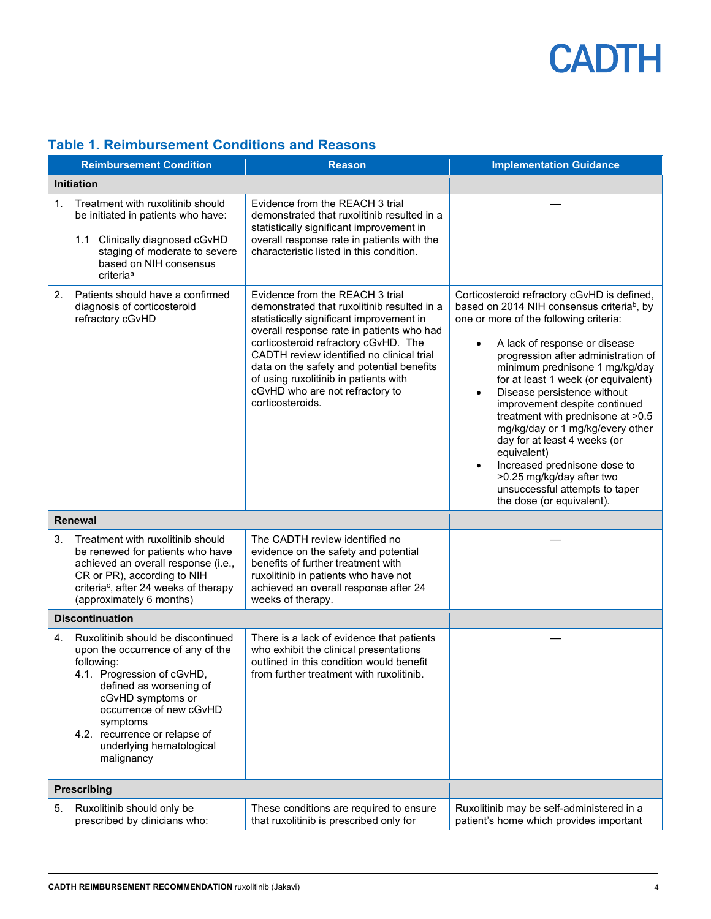## Table 1. Reimbursement Conditions and Reasons

| Reimbursement Condition | Reason | Implementation Guidance |
|---|---|---|
| **Initiation** | | |
| 1. Treatment with ruxolitinib should be initiated in patients who have:<br>1.1 Clinically diagnosed cGvHD staging of moderate to severe based on NIH consensus criteria[a] | Evidence from the REACH 3 trial demonstrated that ruxolitinib resulted in a statistically significant improvement in overall response rate in patients with the characteristic listed in this condition. | — |
| 2. Patients should have a confirmed diagnosis of corticosteroid refractory cGvHD | Evidence from the REACH 3 trial demonstrated that ruxolitinib resulted in a statistically significant improvement in overall response rate in patients who had corticosteroid refractory cGvHD. The CADTH review identified no clinical trial data on the safety and potential benefits of using ruxolitinib in patients with cGvHD who are not refractory to corticosteroids. | Corticosteroid refractory cGvHD is defined, based on 2014 NIH consensus criteria[b], by one or more of the following criteria:<br>• A lack of response or disease progression after administration of minimum prednisone 1 mg/kg/day for at least 1 week (or equivalent)<br>• Disease persistence without improvement despite continued treatment with prednisone at >0.5 mg/kg/day or 1 mg/kg/every other day for at least 4 weeks (or equivalent)<br>• Increased prednisone dose to >0.25 mg/kg/day after two unsuccessful attempts to taper the dose (or equivalent). |
| **Renewal** | | |
| 3. Treatment with ruxolitinib should be renewed for patients who have achieved an overall response (i.e., CR or PR), according to NIH criteria[c], after 24 weeks of therapy (approximately 6 months) | The CADTH review identified no evidence on the safety and potential benefits of further treatment with ruxolitinib in patients who have not achieved an overall response after 24 weeks of therapy. | — |
| **Discontinuation** | | |
| 4. Ruxolitinib should be discontinued upon the occurrence of any of the following:<br>4.1. Progression of cGvHD, defined as worsening of cGvHD symptoms or occurrence of new cGvHD symptoms<br>4.2. recurrence or relapse of underlying hematological malignancy | There is a lack of evidence that patients who exhibit the clinical presentations outlined in this condition would benefit from further treatment with ruxolitinib. | — |
| **Prescribing** | | |
| 5. Ruxolitinib should only be prescribed by clinicians who: | These conditions are required to ensure that ruxolitinib is prescribed only for | Ruxolitinib may be self-administered in a patient's home which provides important |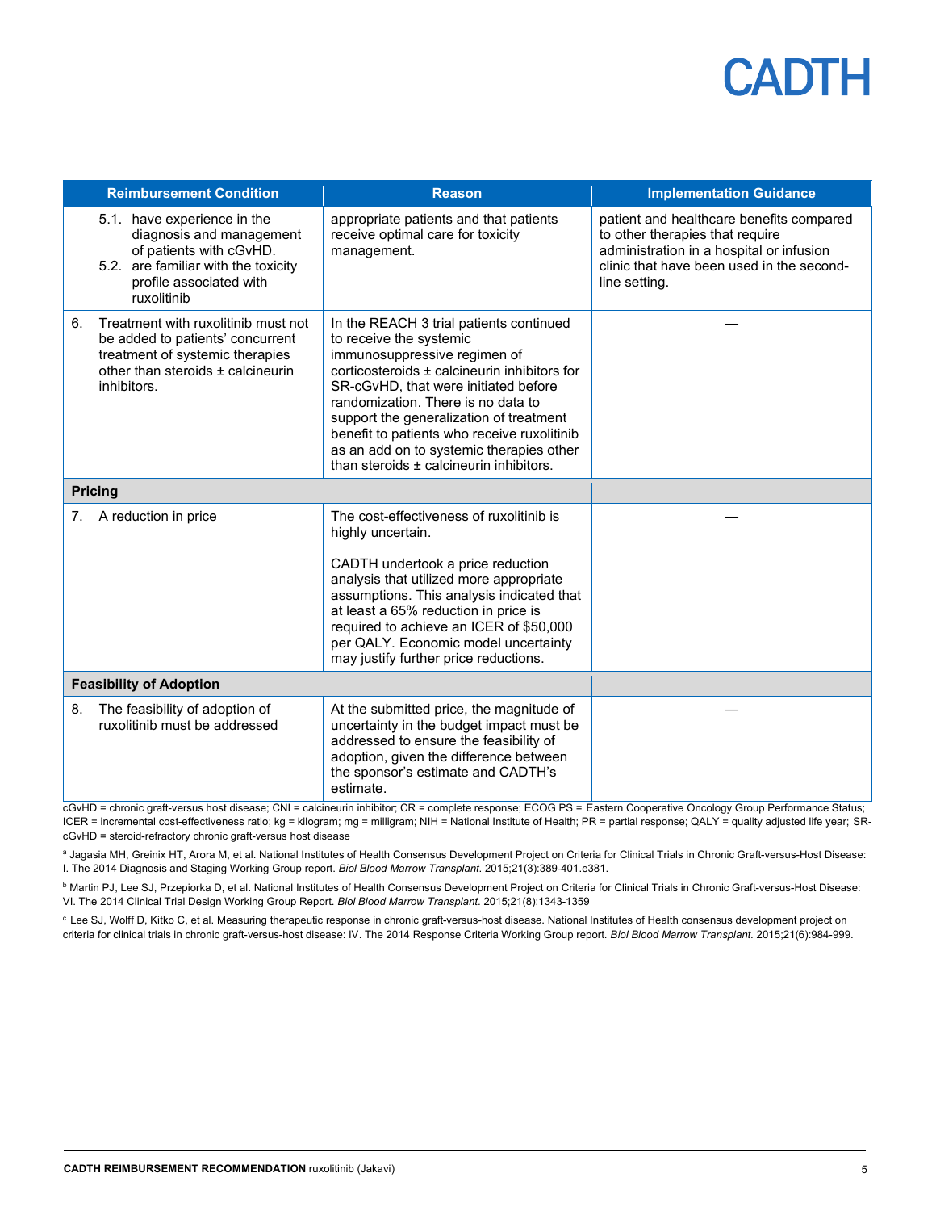| Reimbursement Condition | Reason | Implementation Guidance |
|---|---|---|
| 5.1. have experience in the diagnosis and management of patients with cGvHD.<br>5.2. are familiar with the toxicity profile associated with ruxolitinib | appropriate patients and that patients receive optimal care for toxicity management. | patient and healthcare benefits compared to other therapies that require administration in a hospital or infusion clinic that have been used in the second-line setting. |
| 6. Treatment with ruxolitinib must not be added to patients' concurrent treatment of systemic therapies other than steroids ± calcineurin inhibitors. | In the REACH 3 trial patients continued to receive the systemic immunosuppressive regimen of corticosteroids ± calcineurin inhibitors for SR-cGvHD, that were initiated before randomization. There is no data to support the generalization of treatment benefit to patients who receive ruxolitinib as an add on to systemic therapies other than steroids ± calcineurin inhibitors. | — |
| **Pricing** | | |
| 7. A reduction in price | The cost-effectiveness of ruxolitinib is highly uncertain.<br><br>CADTH undertook a price reduction analysis that utilized more appropriate assumptions. This analysis indicated that at least a 65% reduction in price is required to achieve an ICER of $50,000 per QALY. Economic model uncertainty may justify further price reductions. | — |
| **Feasibility of Adoption** | | |
| 8. The feasibility of adoption of ruxolitinib must be addressed | At the submitted price, the magnitude of uncertainty in the budget impact must be addressed to ensure the feasibility of adoption, given the difference between the sponsor's estimate and CADTH's estimate. | — |

cGvHD = chronic graft-versus host disease; CNI = calcineurin inhibitor; CR = complete response; ECOG PS = Eastern Cooperative Oncology Group Performance Status; ICER = incremental cost-effectiveness ratio; kg = kilogram; mg = milligram; NIH = National Institute of Health; PR = partial response; QALY = quality adjusted life year; SR-cGvHD = steroid-refractory chronic graft-versus host disease

[a] Jagasia MH, Greinix HT, Arora M, et al. National Institutes of Health Consensus Development Project on Criteria for Clinical Trials in Chronic Graft-versus-Host Disease: I. The 2014 Diagnosis and Staging Working Group report. *Biol Blood Marrow Transplant.* 2015;21(3):389-401.e381.

[b] Martin PJ, Lee SJ, Przepiorka D, et al. National Institutes of Health Consensus Development Project on Criteria for Clinical Trials in Chronic Graft-versus-Host Disease: VI. The 2014 Clinical Trial Design Working Group Report. *Biol Blood Marrow Transplant.* 2015;21(8):1343-1359

[c] Lee SJ, Wolff D, Kitko C, et al. Measuring therapeutic response in chronic graft-versus-host disease. National Institutes of Health consensus development project on criteria for clinical trials in chronic graft-versus-host disease: IV. The 2014 Response Criteria Working Group report. *Biol Blood Marrow Transplant.* 2015;21(6):984-999.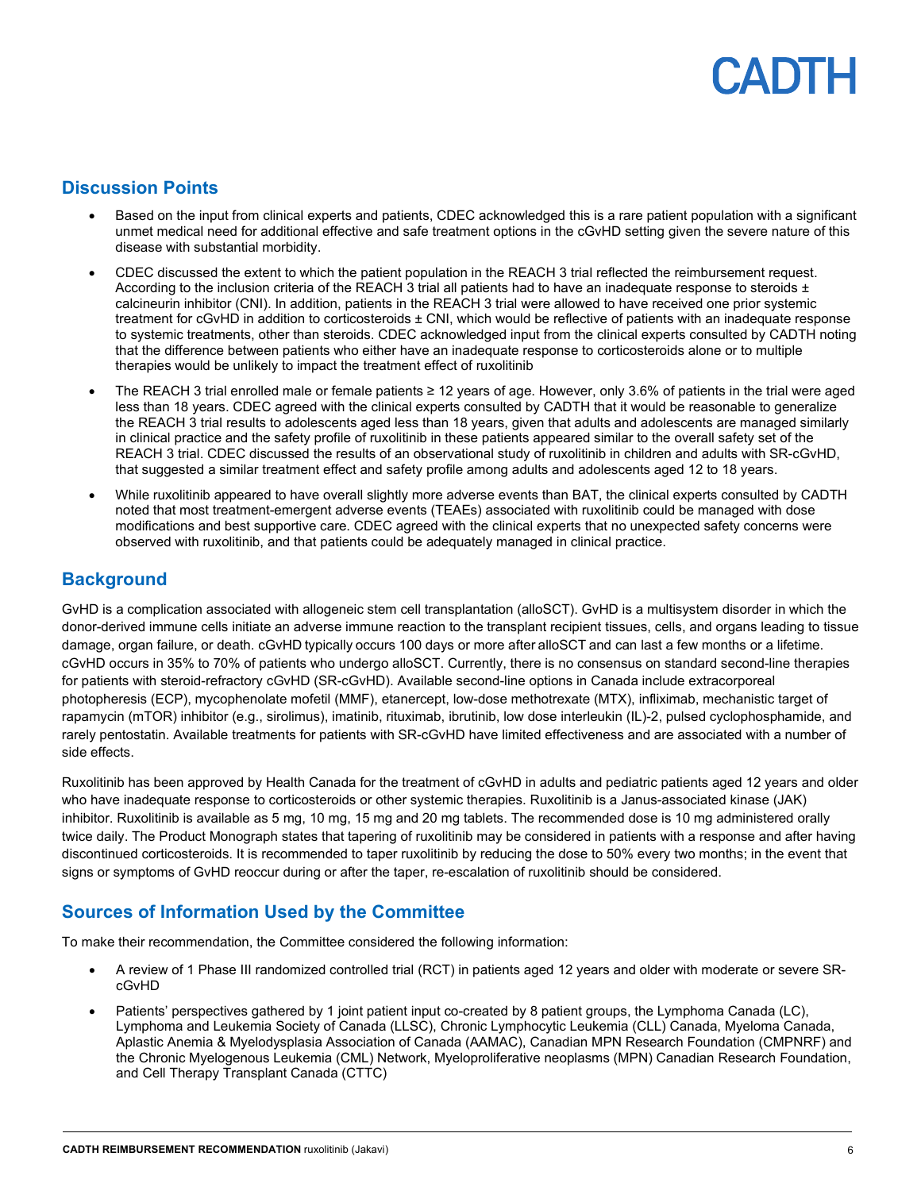## Discussion Points

- Based on the input from clinical experts and patients, CDEC acknowledged this is a rare patient population with a significant unmet medical need for additional effective and safe treatment options in the cGvHD setting given the severe nature of this disease with substantial morbidity.
- CDEC discussed the extent to which the patient population in the REACH 3 trial reflected the reimbursement request. According to the inclusion criteria of the REACH 3 trial all patients had to have an inadequate response to steroids ± calcineurin inhibitor (CNI). In addition, patients in the REACH 3 trial were allowed to have received one prior systemic treatment for cGvHD in addition to corticosteroids ± CNI, which would be reflective of patients with an inadequate response to systemic treatments, other than steroids. CDEC acknowledged input from the clinical experts consulted by CADTH noting that the difference between patients who either have an inadequate response to corticosteroids alone or to multiple therapies would be unlikely to impact the treatment effect of ruxolitinib
- The REACH 3 trial enrolled male or female patients ≥ 12 years of age. However, only 3.6% of patients in the trial were aged less than 18 years. CDEC agreed with the clinical experts consulted by CADTH that it would be reasonable to generalize the REACH 3 trial results to adolescents aged less than 18 years, given that adults and adolescents are managed similarly in clinical practice and the safety profile of ruxolitinib in these patients appeared similar to the overall safety set of the REACH 3 trial. CDEC discussed the results of an observational study of ruxolitinib in children and adults with SR-cGvHD, that suggested a similar treatment effect and safety profile among adults and adolescents aged 12 to 18 years.
- While ruxolitinib appeared to have overall slightly more adverse events than BAT, the clinical experts consulted by CADTH noted that most treatment-emergent adverse events (TEAEs) associated with ruxolitinib could be managed with dose modifications and best supportive care. CDEC agreed with the clinical experts that no unexpected safety concerns were observed with ruxolitinib, and that patients could be adequately managed in clinical practice.

## Background

GvHD is a complication associated with allogeneic stem cell transplantation (alloSCT). GvHD is a multisystem disorder in which the donor-derived immune cells initiate an adverse immune reaction to the transplant recipient tissues, cells, and organs leading to tissue damage, organ failure, or death. cGvHD typically occurs 100 days or more after alloSCT and can last a few months or a lifetime. cGvHD occurs in 35% to 70% of patients who undergo alloSCT. Currently, there is no consensus on standard second-line therapies for patients with steroid-refractory cGvHD (SR-cGvHD). Available second-line options in Canada include extracorporeal photopheresis (ECP), mycophenolate mofetil (MMF), etanercept, low-dose methotrexate (MTX), infliximab, mechanistic target of rapamycin (mTOR) inhibitor (e.g., sirolimus), imatinib, rituximab, ibrutinib, low dose interleukin (IL)-2, pulsed cyclophosphamide, and rarely pentostatin. Available treatments for patients with SR-cGvHD have limited effectiveness and are associated with a number of side effects.

Ruxolitinib has been approved by Health Canada for the treatment of cGvHD in adults and pediatric patients aged 12 years and older who have inadequate response to corticosteroids or other systemic therapies. Ruxolitinib is a Janus-associated kinase (JAK) inhibitor. Ruxolitinib is available as 5 mg, 10 mg, 15 mg and 20 mg tablets. The recommended dose is 10 mg administered orally twice daily. The Product Monograph states that tapering of ruxolitinib may be considered in patients with a response and after having discontinued corticosteroids. It is recommended to taper ruxolitinib by reducing the dose to 50% every two months; in the event that signs or symptoms of GvHD reoccur during or after the taper, re-escalation of ruxolitinib should be considered.

## Sources of Information Used by the Committee

To make their recommendation, the Committee considered the following information:

- A review of 1 Phase III randomized controlled trial (RCT) in patients aged 12 years and older with moderate or severe SR-cGvHD
- Patients' perspectives gathered by 1 joint patient input co-created by 8 patient groups, the Lymphoma Canada (LC), Lymphoma and Leukemia Society of Canada (LLSC), Chronic Lymphocytic Leukemia (CLL) Canada, Myeloma Canada, Aplastic Anemia & Myelodysplasia Association of Canada (AAMAC), Canadian MPN Research Foundation (CMPNRF) and the Chronic Myelogenous Leukemia (CML) Network, Myeloproliferative neoplasms (MPN) Canadian Research Foundation, and Cell Therapy Transplant Canada (CTTC)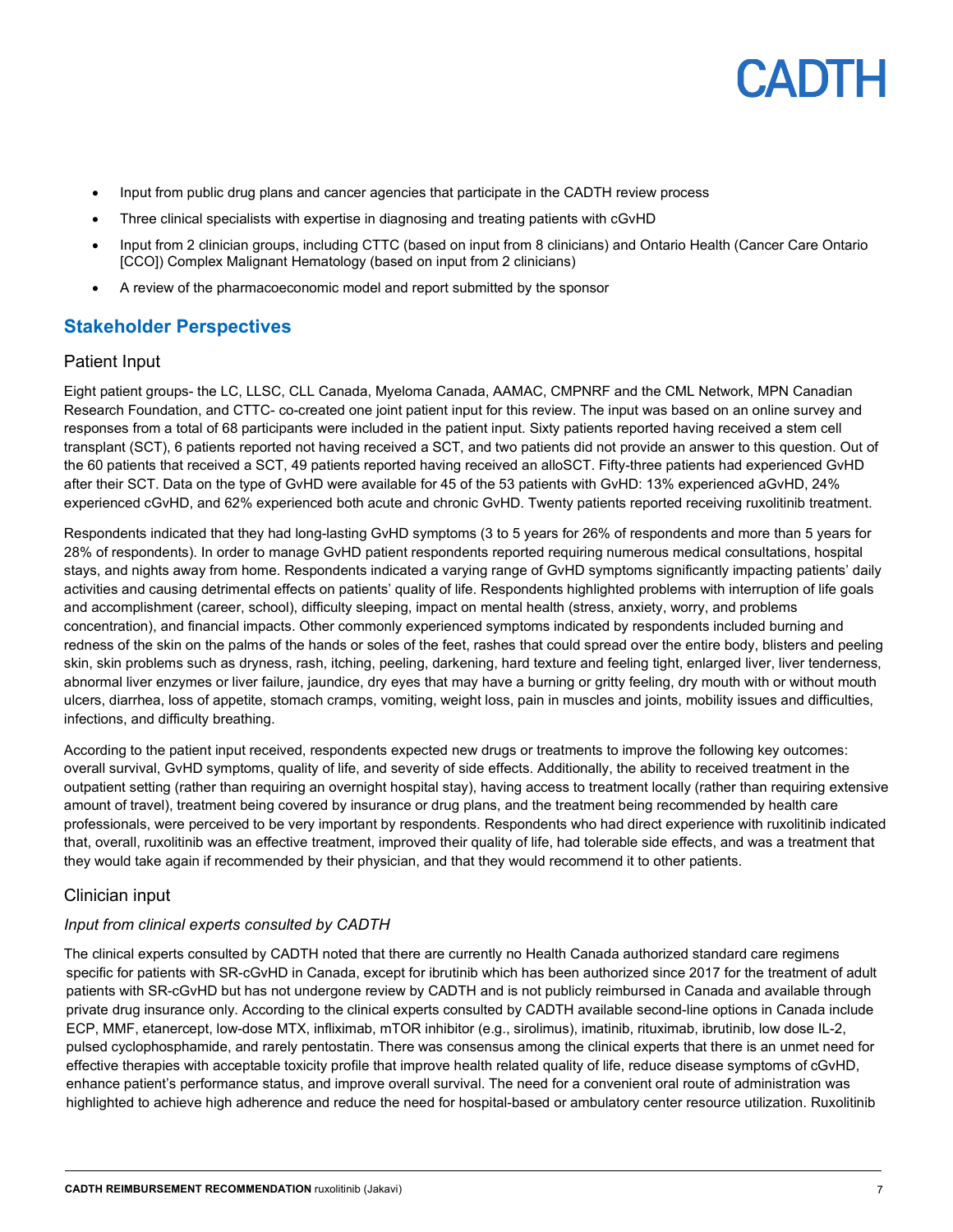- Input from public drug plans and cancer agencies that participate in the CADTH review process
- Three clinical specialists with expertise in diagnosing and treating patients with cGvHD
- Input from 2 clinician groups, including CTTC (based on input from 8 clinicians) and Ontario Health (Cancer Care Ontario [CCO]) Complex Malignant Hematology (based on input from 2 clinicians)
- A review of the pharmacoeconomic model and report submitted by the sponsor

## Stakeholder Perspectives

### Patient Input

Eight patient groups- the LC, LLSC, CLL Canada, Myeloma Canada, AAMAC, CMPNRF and the CML Network, MPN Canadian Research Foundation, and CTTC- co-created one joint patient input for this review. The input was based on an online survey and responses from a total of 68 participants were included in the patient input. Sixty patients reported having received a stem cell transplant (SCT), 6 patients reported not having received a SCT, and two patients did not provide an answer to this question. Out of the 60 patients that received a SCT, 49 patients reported having received an alloSCT. Fifty-three patients had experienced GvHD after their SCT. Data on the type of GvHD were available for 45 of the 53 patients with GvHD: 13% experienced aGvHD, 24% experienced cGvHD, and 62% experienced both acute and chronic GvHD. Twenty patients reported receiving ruxolitinib treatment.

Respondents indicated that they had long-lasting GvHD symptoms (3 to 5 years for 26% of respondents and more than 5 years for 28% of respondents). In order to manage GvHD patient respondents reported requiring numerous medical consultations, hospital stays, and nights away from home. Respondents indicated a varying range of GvHD symptoms significantly impacting patients' daily activities and causing detrimental effects on patients' quality of life. Respondents highlighted problems with interruption of life goals and accomplishment (career, school), difficulty sleeping, impact on mental health (stress, anxiety, worry, and problems concentration), and financial impacts. Other commonly experienced symptoms indicated by respondents included burning and redness of the skin on the palms of the hands or soles of the feet, rashes that could spread over the entire body, blisters and peeling skin, skin problems such as dryness, rash, itching, peeling, darkening, hard texture and feeling tight, enlarged liver, liver tenderness, abnormal liver enzymes or liver failure, jaundice, dry eyes that may have a burning or gritty feeling, dry mouth with or without mouth ulcers, diarrhea, loss of appetite, stomach cramps, vomiting, weight loss, pain in muscles and joints, mobility issues and difficulties, infections, and difficulty breathing.

According to the patient input received, respondents expected new drugs or treatments to improve the following key outcomes: overall survival, GvHD symptoms, quality of life, and severity of side effects. Additionally, the ability to received treatment in the outpatient setting (rather than requiring an overnight hospital stay), having access to treatment locally (rather than requiring extensive amount of travel), treatment being covered by insurance or drug plans, and the treatment being recommended by health care professionals, were perceived to be very important by respondents. Respondents who had direct experience with ruxolitinib indicated that, overall, ruxolitinib was an effective treatment, improved their quality of life, had tolerable side effects, and was a treatment that they would take again if recommended by their physician, and that they would recommend it to other patients.

### Clinician input

#### *Input from clinical experts consulted by CADTH*

The clinical experts consulted by CADTH noted that there are currently no Health Canada authorized standard care regimens specific for patients with SR-cGvHD in Canada, except for ibrutinib which has been authorized since 2017 for the treatment of adult patients with SR-cGvHD but has not undergone review by CADTH and is not publicly reimbursed in Canada and available through private drug insurance only. According to the clinical experts consulted by CADTH available second-line options in Canada include ECP, MMF, etanercept, low-dose MTX, infliximab, mTOR inhibitor (e.g., sirolimus), imatinib, rituximab, ibrutinib, low dose IL-2, pulsed cyclophosphamide, and rarely pentostatin. There was consensus among the clinical experts that there is an unmet need for effective therapies with acceptable toxicity profile that improve health related quality of life, reduce disease symptoms of cGvHD, enhance patient's performance status, and improve overall survival. The need for a convenient oral route of administration was highlighted to achieve high adherence and reduce the need for hospital-based or ambulatory center resource utilization. Ruxolitinib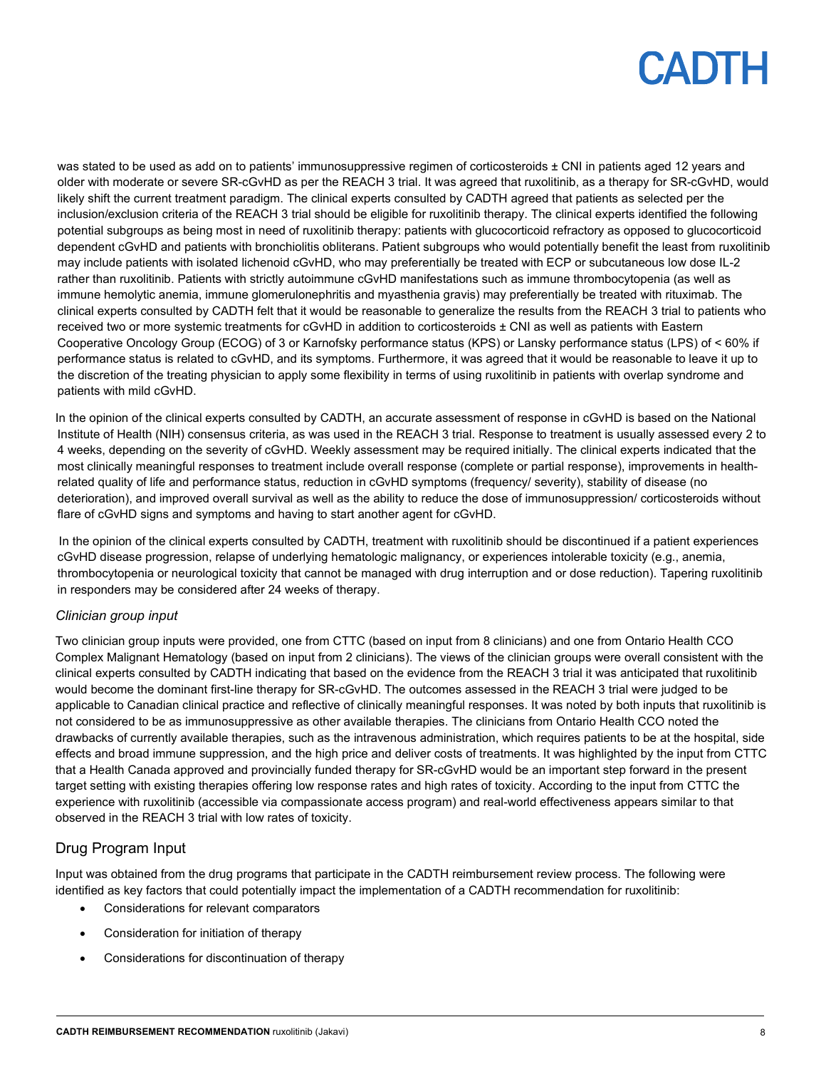was stated to be used as add on to patients' immunosuppressive regimen of corticosteroids ± CNI in patients aged 12 years and older with moderate or severe SR-cGvHD as per the REACH 3 trial. It was agreed that ruxolitinib, as a therapy for SR-cGvHD, would likely shift the current treatment paradigm. The clinical experts consulted by CADTH agreed that patients as selected per the inclusion/exclusion criteria of the REACH 3 trial should be eligible for ruxolitinib therapy. The clinical experts identified the following potential subgroups as being most in need of ruxolitinib therapy: patients with glucocorticoid refractory as opposed to glucocorticoid dependent cGvHD and patients with bronchiolitis obliterans. Patient subgroups who would potentially benefit the least from ruxolitinib may include patients with isolated lichenoid cGvHD, who may preferentially be treated with ECP or subcutaneous low dose IL-2 rather than ruxolitinib. Patients with strictly autoimmune cGvHD manifestations such as immune thrombocytopenia (as well as immune hemolytic anemia, immune glomerulonephritis and myasthenia gravis) may preferentially be treated with rituximab. The clinical experts consulted by CADTH felt that it would be reasonable to generalize the results from the REACH 3 trial to patients who received two or more systemic treatments for cGvHD in addition to corticosteroids ± CNI as well as patients with Eastern Cooperative Oncology Group (ECOG) of 3 or Karnofsky performance status (KPS) or Lansky performance status (LPS) of < 60% if performance status is related to cGvHD, and its symptoms. Furthermore, it was agreed that it would be reasonable to leave it up to the discretion of the treating physician to apply some flexibility in terms of using ruxolitinib in patients with overlap syndrome and patients with mild cGvHD.

In the opinion of the clinical experts consulted by CADTH, an accurate assessment of response in cGvHD is based on the National Institute of Health (NIH) consensus criteria, as was used in the REACH 3 trial. Response to treatment is usually assessed every 2 to 4 weeks, depending on the severity of cGvHD. Weekly assessment may be required initially. The clinical experts indicated that the most clinically meaningful responses to treatment include overall response (complete or partial response), improvements in health-related quality of life and performance status, reduction in cGvHD symptoms (frequency/ severity), stability of disease (no deterioration), and improved overall survival as well as the ability to reduce the dose of immunosuppression/ corticosteroids without flare of cGvHD signs and symptoms and having to start another agent for cGvHD.

In the opinion of the clinical experts consulted by CADTH, treatment with ruxolitinib should be discontinued if a patient experiences cGvHD disease progression, relapse of underlying hematologic malignancy, or experiences intolerable toxicity (e.g., anemia, thrombocytopenia or neurological toxicity that cannot be managed with drug interruption and or dose reduction). Tapering ruxolitinib in responders may be considered after 24 weeks of therapy.

*Clinician group input*

Two clinician group inputs were provided, one from CTTC (based on input from 8 clinicians) and one from Ontario Health CCO Complex Malignant Hematology (based on input from 2 clinicians). The views of the clinician groups were overall consistent with the clinical experts consulted by CADTH indicating that based on the evidence from the REACH 3 trial it was anticipated that ruxolitinib would become the dominant first-line therapy for SR-cGvHD. The outcomes assessed in the REACH 3 trial were judged to be applicable to Canadian clinical practice and reflective of clinically meaningful responses. It was noted by both inputs that ruxolitinib is not considered to be as immunosuppressive as other available therapies. The clinicians from Ontario Health CCO noted the drawbacks of currently available therapies, such as the intravenous administration, which requires patients to be at the hospital, side effects and broad immune suppression, and the high price and deliver costs of treatments. It was highlighted by the input from CTTC that a Health Canada approved and provincially funded therapy for SR-cGvHD would be an important step forward in the present target setting with existing therapies offering low response rates and high rates of toxicity. According to the input from CTTC the experience with ruxolitinib (accessible via compassionate access program) and real-world effectiveness appears similar to that observed in the REACH 3 trial with low rates of toxicity.

## Drug Program Input

Input was obtained from the drug programs that participate in the CADTH reimbursement review process. The following were identified as key factors that could potentially impact the implementation of a CADTH recommendation for ruxolitinib:

- Considerations for relevant comparators
- Consideration for initiation of therapy
- Considerations for discontinuation of therapy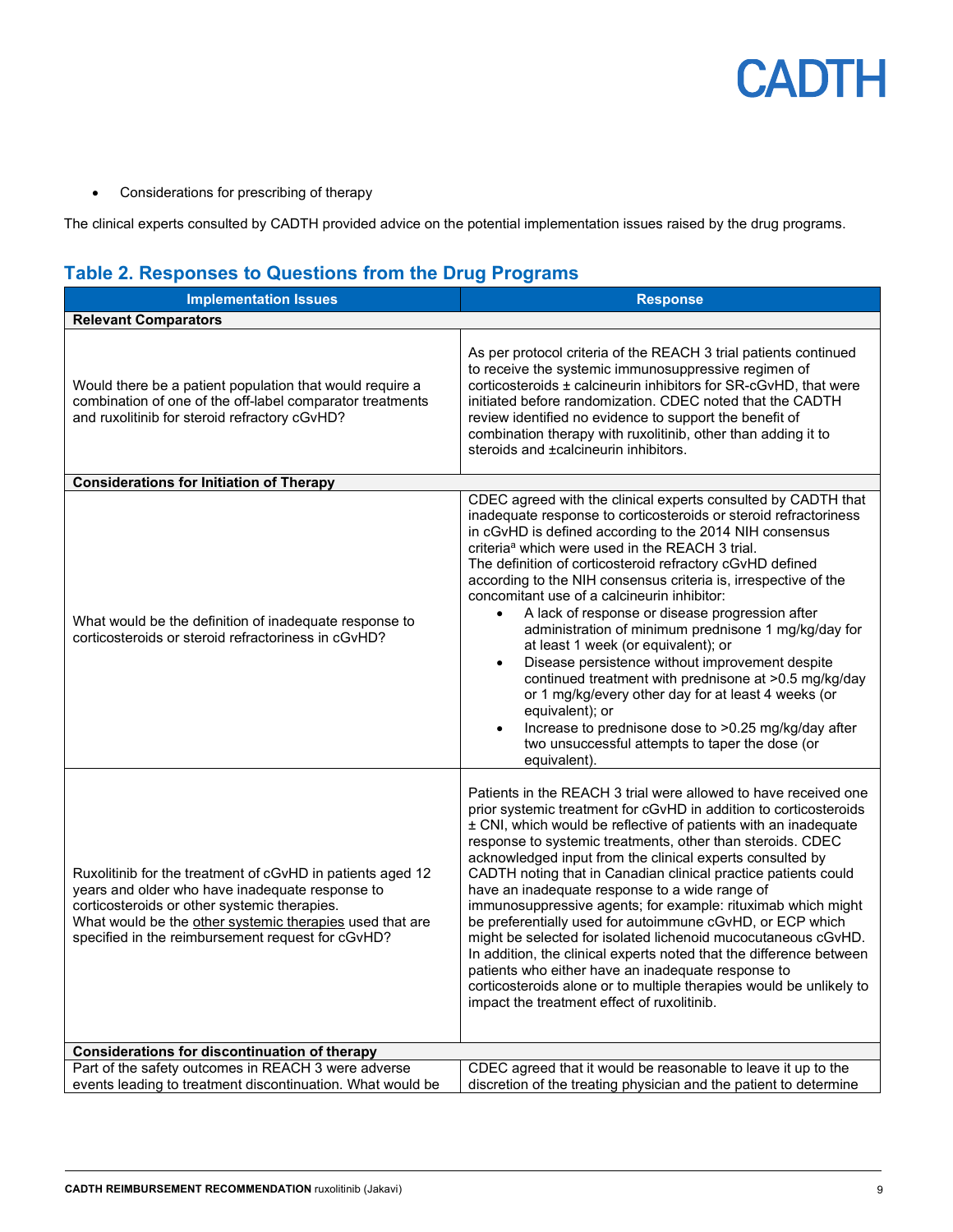- Considerations for prescribing of therapy

The clinical experts consulted by CADTH provided advice on the potential implementation issues raised by the drug programs.

## Table 2. Responses to Questions from the Drug Programs

| Implementation Issues | Response |
|---|---|
| **Relevant Comparators** | |
| Would there be a patient population that would require a combination of one of the off-label comparator treatments and ruxolitinib for steroid refractory cGvHD? | As per protocol criteria of the REACH 3 trial patients continued to receive the systemic immunosuppressive regimen of corticosteroids ± calcineurin inhibitors for SR-cGvHD, that were initiated before randomization. CDEC noted that the CADTH review identified no evidence to support the benefit of combination therapy with ruxolitinib, other than adding it to steroids and ±calcineurin inhibitors. |
| **Considerations for Initiation of Therapy** | |
| What would be the definition of inadequate response to corticosteroids or steroid refractoriness in cGvHD? | CDEC agreed with the clinical experts consulted by CADTH that inadequate response to corticosteroids or steroid refractoriness in cGvHD is defined according to the 2014 NIH consensus criteria[a] which were used in the REACH 3 trial. The definition of corticosteroid refractory cGvHD defined according to the NIH consensus criteria is, irrespective of the concomitant use of a calcineurin inhibitor: <br>• A lack of response or disease progression after administration of minimum prednisone 1 mg/kg/day for at least 1 week (or equivalent); or <br>• Disease persistence without improvement despite continued treatment with prednisone at >0.5 mg/kg/day or 1 mg/kg/every other day for at least 4 weeks (or equivalent); or <br>• Increase to prednisone dose to >0.25 mg/kg/day after two unsuccessful attempts to taper the dose (or equivalent). |
| Ruxolitinib for the treatment of cGvHD in patients aged 12 years and older who have inadequate response to corticosteroids or other systemic therapies. What would be the other systemic therapies used that are specified in the reimbursement request for cGvHD? | Patients in the REACH 3 trial were allowed to have received one prior systemic treatment for cGvHD in addition to corticosteroids ± CNI, which would be reflective of patients with an inadequate response to systemic treatments, other than steroids. CDEC acknowledged input from the clinical experts consulted by CADTH noting that in Canadian clinical practice patients could have an inadequate response to a wide range of immunosuppressive agents; for example: rituximab which might be preferentially used for autoimmune cGvHD, or ECP which might be selected for isolated lichenoid mucocutaneous cGvHD. In addition, the clinical experts noted that the difference between patients who either have an inadequate response to corticosteroids alone or to multiple therapies would be unlikely to impact the treatment effect of ruxolitinib. |
| **Considerations for discontinuation of therapy** | |
| Part of the safety outcomes in REACH 3 were adverse events leading to treatment discontinuation. What would be | CDEC agreed that it would be reasonable to leave it up to the discretion of the treating physician and the patient to determine |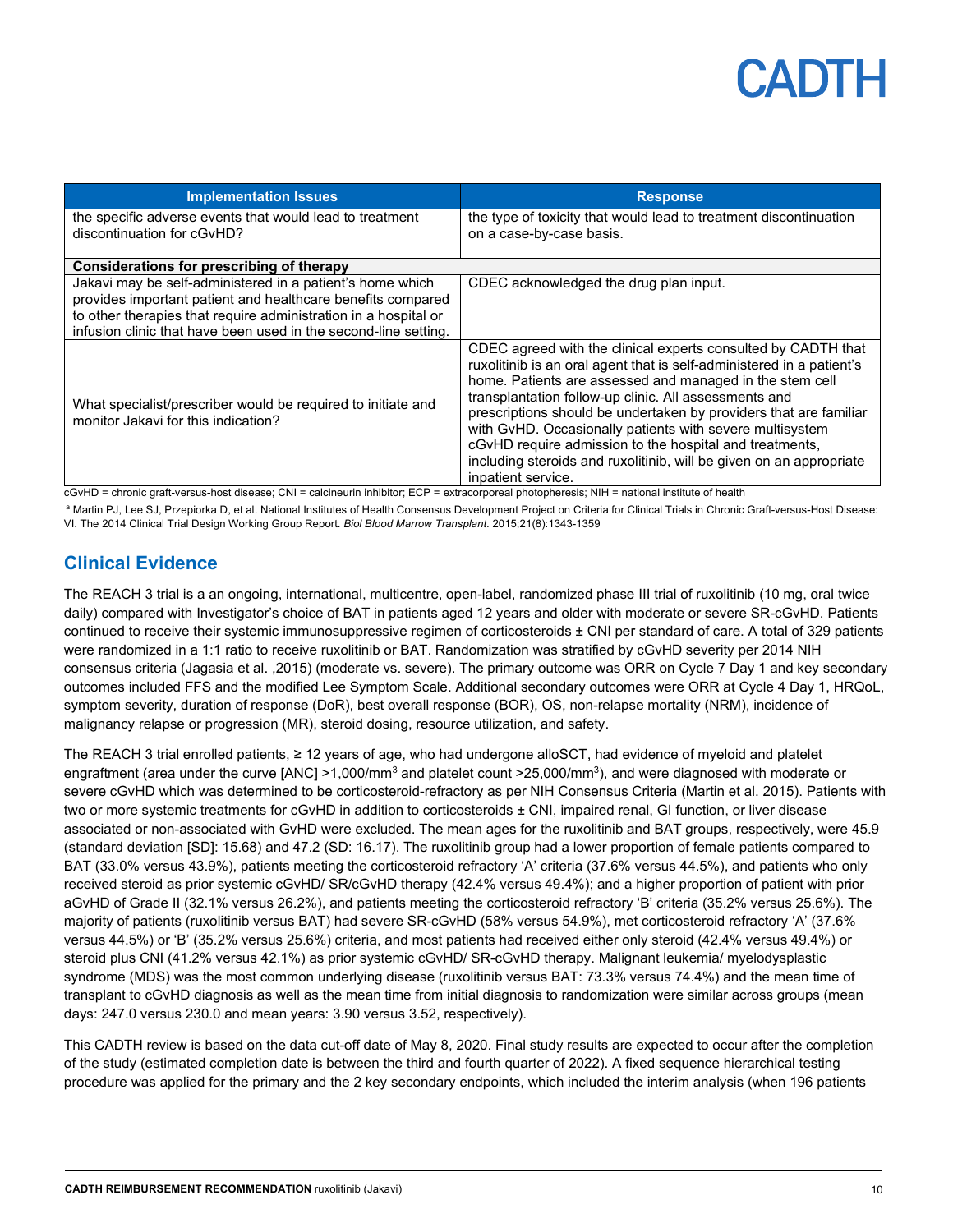| Implementation Issues | Response |
|---|---|
| the specific adverse events that would lead to treatment discontinuation for cGvHD? | the type of toxicity that would lead to treatment discontinuation on a case-by-case basis. |
| **Considerations for prescribing of therapy** | |
| Jakavi may be self-administered in a patient's home which provides important patient and healthcare benefits compared to other therapies that require administration in a hospital or infusion clinic that have been used in the second-line setting. | CDEC acknowledged the drug plan input. |
| What specialist/prescriber would be required to initiate and monitor Jakavi for this indication? | CDEC agreed with the clinical experts consulted by CADTH that ruxolitinib is an oral agent that is self-administered in a patient's home. Patients are assessed and managed in the stem cell transplantation follow-up clinic. All assessments and prescriptions should be undertaken by providers that are familiar with GvHD. Occasionally patients with severe multisystem cGvHD require admission to the hospital and treatments, including steroids and ruxolitinib, will be given on an appropriate inpatient service. |

cGvHD = chronic graft-versus-host disease; CNI = calcineurin inhibitor; ECP = extracorporeal photopheresis; NIH = national institute of health

[a] Martin PJ, Lee SJ, Przepiorka D, et al. National Institutes of Health Consensus Development Project on Criteria for Clinical Trials in Chronic Graft-versus-Host Disease: VI. The 2014 Clinical Trial Design Working Group Report. *Biol Blood Marrow Transplant.* 2015;21(8):1343-1359

## Clinical Evidence

The REACH 3 trial is a an ongoing, international, multicentre, open-label, randomized phase III trial of ruxolitinib (10 mg, oral twice daily) compared with Investigator's choice of BAT in patients aged 12 years and older with moderate or severe SR-cGvHD. Patients continued to receive their systemic immunosuppressive regimen of corticosteroids ± CNI per standard of care. A total of 329 patients were randomized in a 1:1 ratio to receive ruxolitinib or BAT. Randomization was stratified by cGvHD severity per 2014 NIH consensus criteria (Jagasia et al. ,2015) (moderate vs. severe). The primary outcome was ORR on Cycle 7 Day 1 and key secondary outcomes included FFS and the modified Lee Symptom Scale. Additional secondary outcomes were ORR at Cycle 4 Day 1, HRQoL, symptom severity, duration of response (DoR), best overall response (BOR), OS, non-relapse mortality (NRM), incidence of malignancy relapse or progression (MR), steroid dosing, resource utilization, and safety.

The REACH 3 trial enrolled patients, ≥ 12 years of age, who had undergone alloSCT, had evidence of myeloid and platelet engraftment (area under the curve [ANC] >1,000/mm$^3$ and platelet count >25,000/mm$^3$), and were diagnosed with moderate or severe cGvHD which was determined to be corticosteroid-refractory as per NIH Consensus Criteria (Martin et al. 2015). Patients with two or more systemic treatments for cGvHD in addition to corticosteroids ± CNI, impaired renal, GI function, or liver disease associated or non-associated with GvHD were excluded. The mean ages for the ruxolitinib and BAT groups, respectively, were 45.9 (standard deviation [SD]: 15.68) and 47.2 (SD: 16.17). The ruxolitinib group had a lower proportion of female patients compared to BAT (33.0% versus 43.9%), patients meeting the corticosteroid refractory 'A' criteria (37.6% versus 44.5%), and patients who only received steroid as prior systemic cGvHD/ SR/cGvHD therapy (42.4% versus 49.4%); and a higher proportion of patient with prior aGvHD of Grade II (32.1% versus 26.2%), and patients meeting the corticosteroid refractory 'B' criteria (35.2% versus 25.6%). The majority of patients (ruxolitinib versus BAT) had severe SR-cGvHD (58% versus 54.9%), met corticosteroid refractory 'A' (37.6% versus 44.5%) or 'B' (35.2% versus 25.6%) criteria, and most patients had received either only steroid (42.4% versus 49.4%) or steroid plus CNI (41.2% versus 42.1%) as prior systemic cGvHD/ SR-cGvHD therapy. Malignant leukemia/ myelodysplastic syndrome (MDS) was the most common underlying disease (ruxolitinib versus BAT: 73.3% versus 74.4%) and the mean time of transplant to cGvHD diagnosis as well as the mean time from initial diagnosis to randomization were similar across groups (mean days: 247.0 versus 230.0 and mean years: 3.90 versus 3.52, respectively).

This CADTH review is based on the data cut-off date of May 8, 2020. Final study results are expected to occur after the completion of the study (estimated completion date is between the third and fourth quarter of 2022). A fixed sequence hierarchical testing procedure was applied for the primary and the 2 key secondary endpoints, which included the interim analysis (when 196 patients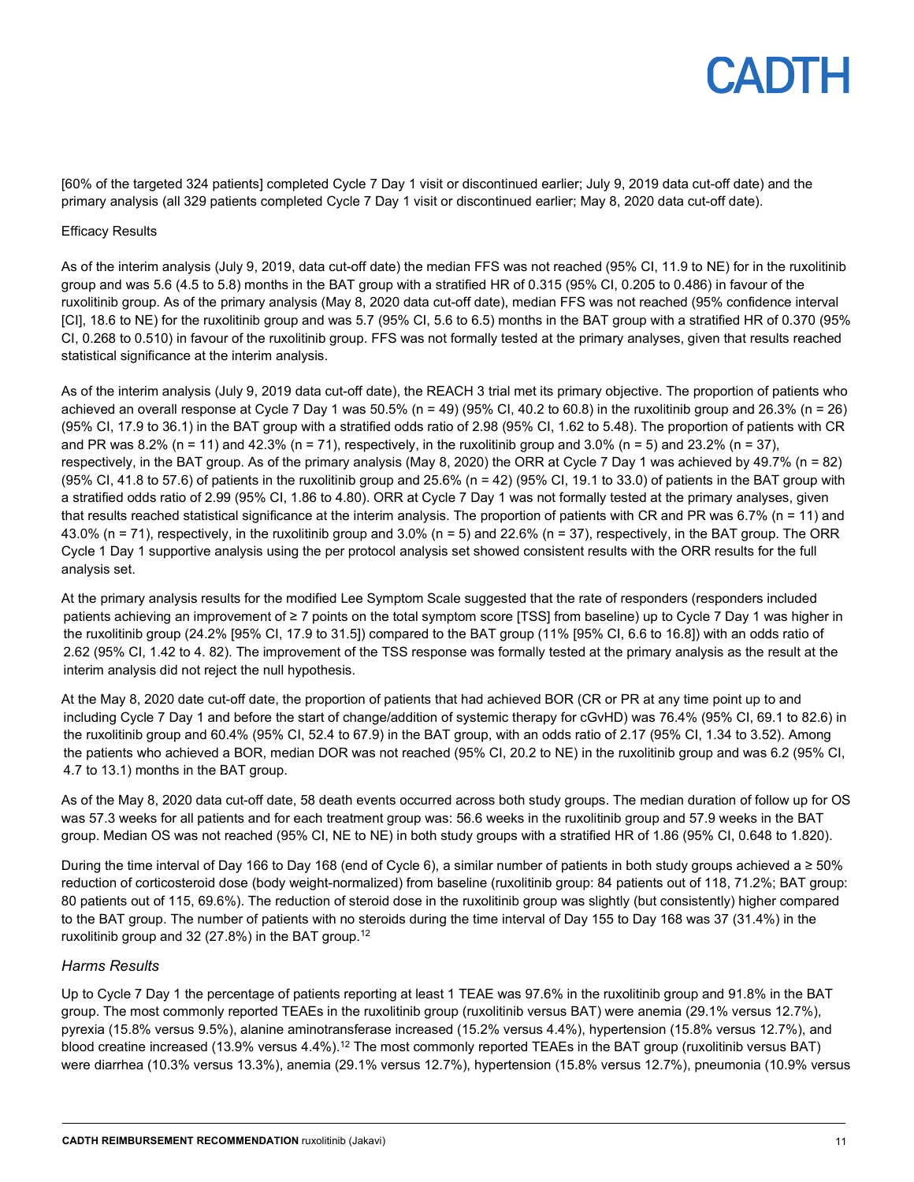[60% of the targeted 324 patients] completed Cycle 7 Day 1 visit or discontinued earlier; July 9, 2019 data cut-off date) and the primary analysis (all 329 patients completed Cycle 7 Day 1 visit or discontinued earlier; May 8, 2020 data cut-off date).

Efficacy Results

As of the interim analysis (July 9, 2019, data cut-off date) the median FFS was not reached (95% CI, 11.9 to NE) for in the ruxolitinib group and was 5.6 (4.5 to 5.8) months in the BAT group with a stratified HR of 0.315 (95% CI, 0.205 to 0.486) in favour of the ruxolitinib group. As of the primary analysis (May 8, 2020 data cut-off date), median FFS was not reached (95% confidence interval [CI], 18.6 to NE) for the ruxolitinib group and was 5.7 (95% CI, 5.6 to 6.5) months in the BAT group with a stratified HR of 0.370 (95% CI, 0.268 to 0.510) in favour of the ruxolitinib group. FFS was not formally tested at the primary analyses, given that results reached statistical significance at the interim analysis.

As of the interim analysis (July 9, 2019 data cut-off date), the REACH 3 trial met its primary objective. The proportion of patients who achieved an overall response at Cycle 7 Day 1 was 50.5% (n = 49) (95% CI, 40.2 to 60.8) in the ruxolitinib group and 26.3% (n = 26) (95% CI, 17.9 to 36.1) in the BAT group with a stratified odds ratio of 2.98 (95% CI, 1.62 to 5.48). The proportion of patients with CR and PR was 8.2% (n = 11) and 42.3% (n = 71), respectively, in the ruxolitinib group and 3.0% (n = 5) and 23.2% (n = 37), respectively, in the BAT group. As of the primary analysis (May 8, 2020) the ORR at Cycle 7 Day 1 was achieved by 49.7% (n = 82) (95% CI, 41.8 to 57.6) of patients in the ruxolitinib group and 25.6% (n = 42) (95% CI, 19.1 to 33.0) of patients in the BAT group with a stratified odds ratio of 2.99 (95% CI, 1.86 to 4.80). ORR at Cycle 7 Day 1 was not formally tested at the primary analyses, given that results reached statistical significance at the interim analysis. The proportion of patients with CR and PR was 6.7% (n = 11) and 43.0% (n = 71), respectively, in the ruxolitinib group and 3.0% (n = 5) and 22.6% (n = 37), respectively, in the BAT group. The ORR Cycle 1 Day 1 supportive analysis using the per protocol analysis set showed consistent results with the ORR results for the full analysis set.

At the primary analysis results for the modified Lee Symptom Scale suggested that the rate of responders (responders included patients achieving an improvement of ≥ 7 points on the total symptom score [TSS] from baseline) up to Cycle 7 Day 1 was higher in the ruxolitinib group (24.2% [95% CI, 17.9 to 31.5]) compared to the BAT group (11% [95% CI, 6.6 to 16.8]) with an odds ratio of 2.62 (95% CI, 1.42 to 4. 82). The improvement of the TSS response was formally tested at the primary analysis as the result at the interim analysis did not reject the null hypothesis.

At the May 8, 2020 date cut-off date, the proportion of patients that had achieved BOR (CR or PR at any time point up to and including Cycle 7 Day 1 and before the start of change/addition of systemic therapy for cGvHD) was 76.4% (95% CI, 69.1 to 82.6) in the ruxolitinib group and 60.4% (95% CI, 52.4 to 67.9) in the BAT group, with an odds ratio of 2.17 (95% CI, 1.34 to 3.52). Among the patients who achieved a BOR, median DOR was not reached (95% CI, 20.2 to NE) in the ruxolitinib group and was 6.2 (95% CI, 4.7 to 13.1) months in the BAT group.

As of the May 8, 2020 data cut-off date, 58 death events occurred across both study groups. The median duration of follow up for OS was 57.3 weeks for all patients and for each treatment group was: 56.6 weeks in the ruxolitinib group and 57.9 weeks in the BAT group. Median OS was not reached (95% CI, NE to NE) in both study groups with a stratified HR of 1.86 (95% CI, 0.648 to 1.820).

During the time interval of Day 166 to Day 168 (end of Cycle 6), a similar number of patients in both study groups achieved a ≥ 50% reduction of corticosteroid dose (body weight-normalized) from baseline (ruxolitinib group: 84 patients out of 118, 71.2%; BAT group: 80 patients out of 115, 69.6%). The reduction of steroid dose in the ruxolitinib group was slightly (but consistently) higher compared to the BAT group. The number of patients with no steroids during the time interval of Day 155 to Day 168 was 37 (31.4%) in the ruxolitinib group and 32 (27.8%) in the BAT group.[12]

*Harms Results*

Up to Cycle 7 Day 1 the percentage of patients reporting at least 1 TEAE was 97.6% in the ruxolitinib group and 91.8% in the BAT group. The most commonly reported TEAEs in the ruxolitinib group (ruxolitinib versus BAT) were anemia (29.1% versus 12.7%), pyrexia (15.8% versus 9.5%), alanine aminotransferase increased (15.2% versus 4.4%), hypertension (15.8% versus 12.7%), and blood creatine increased (13.9% versus 4.4%).[12] The most commonly reported TEAEs in the BAT group (ruxolitinib versus BAT) were diarrhea (10.3% versus 13.3%), anemia (29.1% versus 12.7%), hypertension (15.8% versus 12.7%), pneumonia (10.9% versus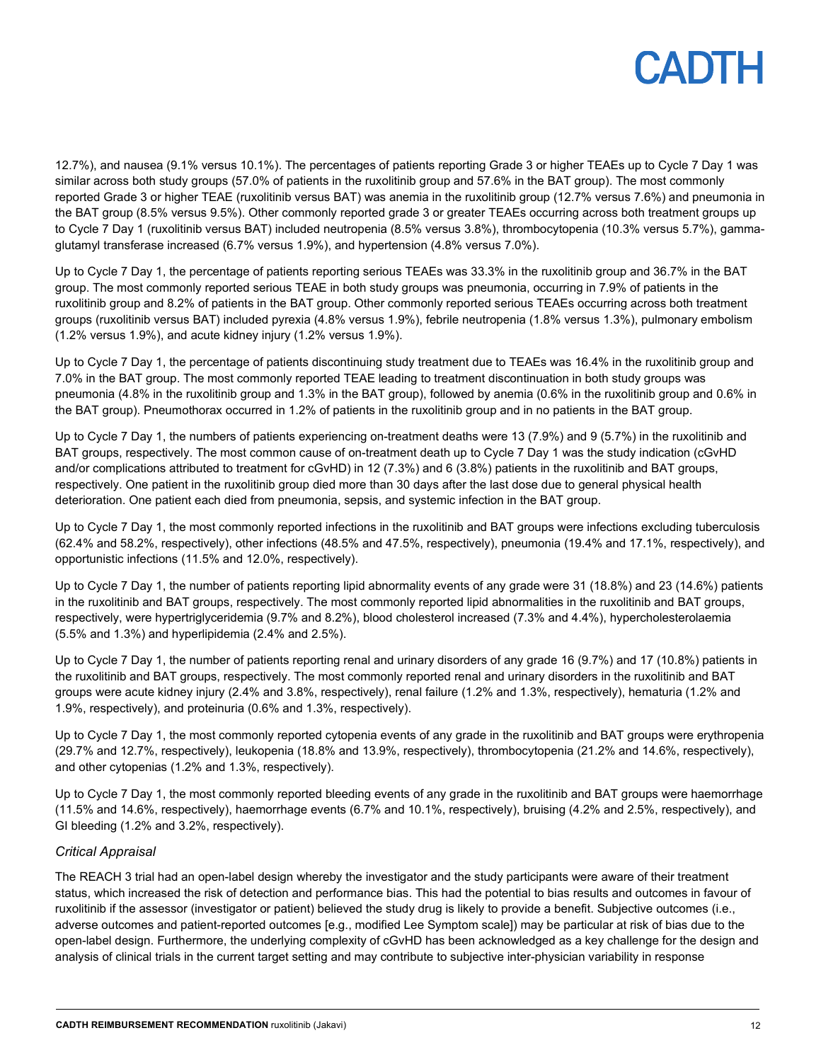12.7%), and nausea (9.1% versus 10.1%). The percentages of patients reporting Grade 3 or higher TEAEs up to Cycle 7 Day 1 was similar across both study groups (57.0% of patients in the ruxolitinib group and 57.6% in the BAT group). The most commonly reported Grade 3 or higher TEAE (ruxolitinib versus BAT) was anemia in the ruxolitinib group (12.7% versus 7.6%) and pneumonia in the BAT group (8.5% versus 9.5%). Other commonly reported grade 3 or greater TEAEs occurring across both treatment groups up to Cycle 7 Day 1 (ruxolitinib versus BAT) included neutropenia (8.5% versus 3.8%), thrombocytopenia (10.3% versus 5.7%), gamma-glutamyl transferase increased (6.7% versus 1.9%), and hypertension (4.8% versus 7.0%).

Up to Cycle 7 Day 1, the percentage of patients reporting serious TEAEs was 33.3% in the ruxolitinib group and 36.7% in the BAT group. The most commonly reported serious TEAE in both study groups was pneumonia, occurring in 7.9% of patients in the ruxolitinib group and 8.2% of patients in the BAT group. Other commonly reported serious TEAEs occurring across both treatment groups (ruxolitinib versus BAT) included pyrexia (4.8% versus 1.9%), febrile neutropenia (1.8% versus 1.3%), pulmonary embolism (1.2% versus 1.9%), and acute kidney injury (1.2% versus 1.9%).

Up to Cycle 7 Day 1, the percentage of patients discontinuing study treatment due to TEAEs was 16.4% in the ruxolitinib group and 7.0% in the BAT group. The most commonly reported TEAE leading to treatment discontinuation in both study groups was pneumonia (4.8% in the ruxolitinib group and 1.3% in the BAT group), followed by anemia (0.6% in the ruxolitinib group and 0.6% in the BAT group). Pneumothorax occurred in 1.2% of patients in the ruxolitinib group and in no patients in the BAT group.

Up to Cycle 7 Day 1, the numbers of patients experiencing on-treatment deaths were 13 (7.9%) and 9 (5.7%) in the ruxolitinib and BAT groups, respectively. The most common cause of on-treatment death up to Cycle 7 Day 1 was the study indication (cGvHD and/or complications attributed to treatment for cGvHD) in 12 (7.3%) and 6 (3.8%) patients in the ruxolitinib and BAT groups, respectively. One patient in the ruxolitinib group died more than 30 days after the last dose due to general physical health deterioration. One patient each died from pneumonia, sepsis, and systemic infection in the BAT group.

Up to Cycle 7 Day 1, the most commonly reported infections in the ruxolitinib and BAT groups were infections excluding tuberculosis (62.4% and 58.2%, respectively), other infections (48.5% and 47.5%, respectively), pneumonia (19.4% and 17.1%, respectively), and opportunistic infections (11.5% and 12.0%, respectively).

Up to Cycle 7 Day 1, the number of patients reporting lipid abnormality events of any grade were 31 (18.8%) and 23 (14.6%) patients in the ruxolitinib and BAT groups, respectively. The most commonly reported lipid abnormalities in the ruxolitinib and BAT groups, respectively, were hypertriglyceridemia (9.7% and 8.2%), blood cholesterol increased (7.3% and 4.4%), hypercholesterolaemia (5.5% and 1.3%) and hyperlipidemia (2.4% and 2.5%).

Up to Cycle 7 Day 1, the number of patients reporting renal and urinary disorders of any grade 16 (9.7%) and 17 (10.8%) patients in the ruxolitinib and BAT groups, respectively. The most commonly reported renal and urinary disorders in the ruxolitinib and BAT groups were acute kidney injury (2.4% and 3.8%, respectively), renal failure (1.2% and 1.3%, respectively), hematuria (1.2% and 1.9%, respectively), and proteinuria (0.6% and 1.3%, respectively).

Up to Cycle 7 Day 1, the most commonly reported cytopenia events of any grade in the ruxolitinib and BAT groups were erythropenia (29.7% and 12.7%, respectively), leukopenia (18.8% and 13.9%, respectively), thrombocytopenia (21.2% and 14.6%, respectively), and other cytopenias (1.2% and 1.3%, respectively).

Up to Cycle 7 Day 1, the most commonly reported bleeding events of any grade in the ruxolitinib and BAT groups were haemorrhage (11.5% and 14.6%, respectively), haemorrhage events (6.7% and 10.1%, respectively), bruising (4.2% and 2.5%, respectively), and GI bleeding (1.2% and 3.2%, respectively).

*Critical Appraisal*

The REACH 3 trial had an open-label design whereby the investigator and the study participants were aware of their treatment status, which increased the risk of detection and performance bias. This had the potential to bias results and outcomes in favour of ruxolitinib if the assessor (investigator or patient) believed the study drug is likely to provide a benefit. Subjective outcomes (i.e., adverse outcomes and patient-reported outcomes [e.g., modified Lee Symptom scale]) may be particular at risk of bias due to the open-label design. Furthermore, the underlying complexity of cGvHD has been acknowledged as a key challenge for the design and analysis of clinical trials in the current target setting and may contribute to subjective inter-physician variability in response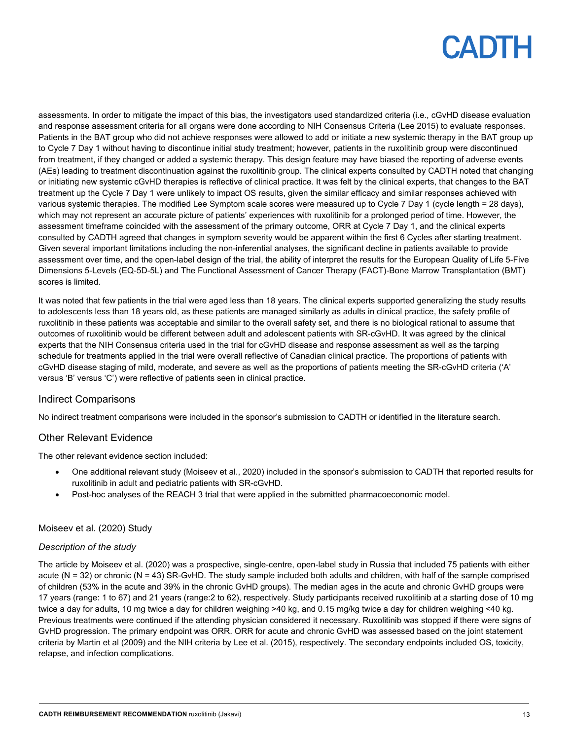assessments. In order to mitigate the impact of this bias, the investigators used standardized criteria (i.e., cGvHD disease evaluation and response assessment criteria for all organs were done according to NIH Consensus Criteria (Lee 2015) to evaluate responses. Patients in the BAT group who did not achieve responses were allowed to add or initiate a new systemic therapy in the BAT group up to Cycle 7 Day 1 without having to discontinue initial study treatment; however, patients in the ruxolitinib group were discontinued from treatment, if they changed or added a systemic therapy. This design feature may have biased the reporting of adverse events (AEs) leading to treatment discontinuation against the ruxolitinib group. The clinical experts consulted by CADTH noted that changing or initiating new systemic cGvHD therapies is reflective of clinical practice. It was felt by the clinical experts, that changes to the BAT treatment up the Cycle 7 Day 1 were unlikely to impact OS results, given the similar efficacy and similar responses achieved with various systemic therapies. The modified Lee Symptom scale scores were measured up to Cycle 7 Day 1 (cycle length = 28 days), which may not represent an accurate picture of patients' experiences with ruxolitinib for a prolonged period of time. However, the assessment timeframe coincided with the assessment of the primary outcome, ORR at Cycle 7 Day 1, and the clinical experts consulted by CADTH agreed that changes in symptom severity would be apparent within the first 6 Cycles after starting treatment. Given several important limitations including the non-inferential analyses, the significant decline in patients available to provide assessment over time, and the open-label design of the trial, the ability of interpret the results for the European Quality of Life 5-Five Dimensions 5-Levels (EQ-5D-5L) and The Functional Assessment of Cancer Therapy (FACT)-Bone Marrow Transplantation (BMT) scores is limited.

It was noted that few patients in the trial were aged less than 18 years. The clinical experts supported generalizing the study results to adolescents less than 18 years old, as these patients are managed similarly as adults in clinical practice, the safety profile of ruxolitinib in these patients was acceptable and similar to the overall safety set, and there is no biological rational to assume that outcomes of ruxolitinib would be different between adult and adolescent patients with SR-cGvHD. It was agreed by the clinical experts that the NIH Consensus criteria used in the trial for cGvHD disease and response assessment as well as the tarping schedule for treatments applied in the trial were overall reflective of Canadian clinical practice. The proportions of patients with cGvHD disease staging of mild, moderate, and severe as well as the proportions of patients meeting the SR-cGvHD criteria ('A' versus 'B' versus 'C') were reflective of patients seen in clinical practice.

## Indirect Comparisons

No indirect treatment comparisons were included in the sponsor's submission to CADTH or identified in the literature search.

## Other Relevant Evidence

The other relevant evidence section included:

- One additional relevant study (Moiseev et al., 2020) included in the sponsor's submission to CADTH that reported results for ruxolitinib in adult and pediatric patients with SR-cGvHD.
- Post-hoc analyses of the REACH 3 trial that were applied in the submitted pharmacoeconomic model.

### Moiseev et al. (2020) Study

*Description of the study*

The article by Moiseev et al. (2020) was a prospective, single-centre, open-label study in Russia that included 75 patients with either acute (N = 32) or chronic (N = 43) SR-GvHD. The study sample included both adults and children, with half of the sample comprised of children (53% in the acute and 39% in the chronic GvHD groups). The median ages in the acute and chronic GvHD groups were 17 years (range: 1 to 67) and 21 years (range:2 to 62), respectively. Study participants received ruxolitinib at a starting dose of 10 mg twice a day for adults, 10 mg twice a day for children weighing >40 kg, and 0.15 mg/kg twice a day for children weighing <40 kg. Previous treatments were continued if the attending physician considered it necessary. Ruxolitinib was stopped if there were signs of GvHD progression. The primary endpoint was ORR. ORR for acute and chronic GvHD was assessed based on the joint statement criteria by Martin et al (2009) and the NIH criteria by Lee et al. (2015), respectively. The secondary endpoints included OS, toxicity, relapse, and infection complications.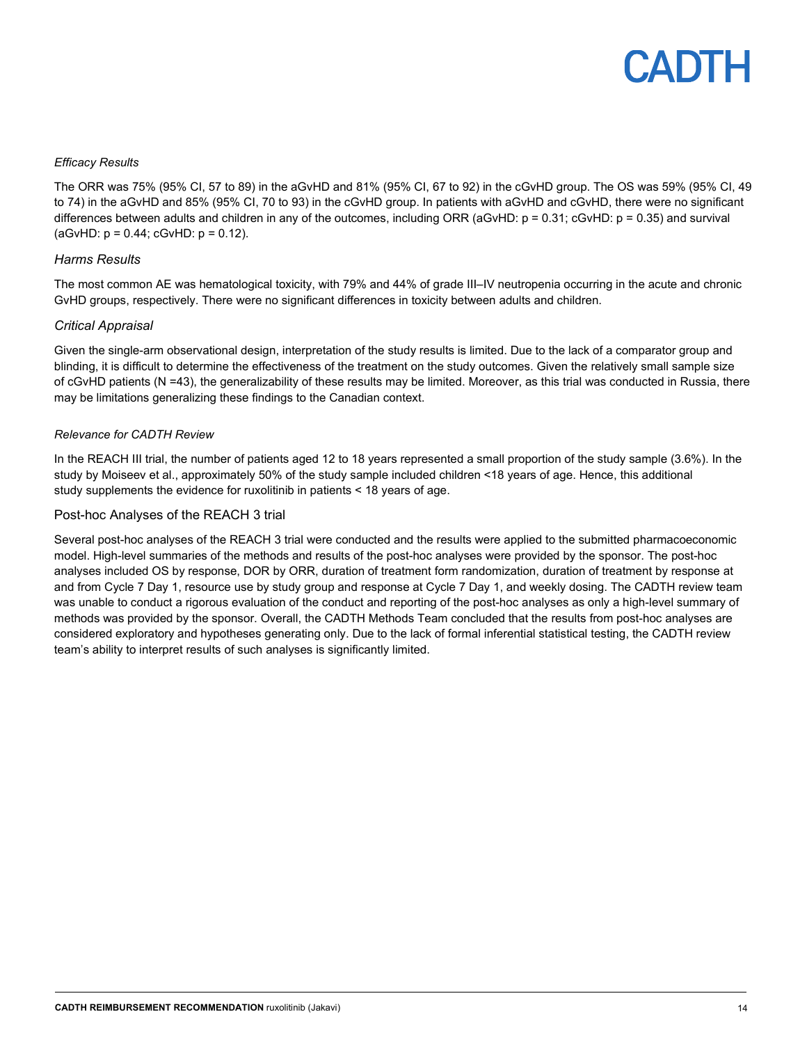*Efficacy Results*

The ORR was 75% (95% CI, 57 to 89) in the aGvHD and 81% (95% CI, 67 to 92) in the cGvHD group. The OS was 59% (95% CI, 49 to 74) in the aGvHD and 85% (95% CI, 70 to 93) in the cGvHD group. In patients with aGvHD and cGvHD, there were no significant differences between adults and children in any of the outcomes, including ORR (aGvHD: $p = 0.31$; cGvHD: $p = 0.35$) and survival (aGvHD: $p = 0.44$; cGvHD: $p = 0.12$).

### *Harms Results*

The most common AE was hematological toxicity, with 79% and 44% of grade III–IV neutropenia occurring in the acute and chronic GvHD groups, respectively. There were no significant differences in toxicity between adults and children.

### *Critical Appraisal*

Given the single-arm observational design, interpretation of the study results is limited. Due to the lack of a comparator group and blinding, it is difficult to determine the effectiveness of the treatment on the study outcomes. Given the relatively small sample size of cGvHD patients (N =43), the generalizability of these results may be limited. Moreover, as this trial was conducted in Russia, there may be limitations generalizing these findings to the Canadian context.

*Relevance for CADTH Review*

In the REACH III trial, the number of patients aged 12 to 18 years represented a small proportion of the study sample (3.6%). In the study by Moiseev et al., approximately 50% of the study sample included children <18 years of age. Hence, this additional study supplements the evidence for ruxolitinib in patients < 18 years of age.

### Post-hoc Analyses of the REACH 3 trial

Several post-hoc analyses of the REACH 3 trial were conducted and the results were applied to the submitted pharmacoeconomic model. High-level summaries of the methods and results of the post-hoc analyses were provided by the sponsor. The post-hoc analyses included OS by response, DOR by ORR, duration of treatment form randomization, duration of treatment by response at and from Cycle 7 Day 1, resource use by study group and response at Cycle 7 Day 1, and weekly dosing. The CADTH review team was unable to conduct a rigorous evaluation of the conduct and reporting of the post-hoc analyses as only a high-level summary of methods was provided by the sponsor. Overall, the CADTH Methods Team concluded that the results from post-hoc analyses are considered exploratory and hypotheses generating only. Due to the lack of formal inferential statistical testing, the CADTH review team's ability to interpret results of such analyses is significantly limited.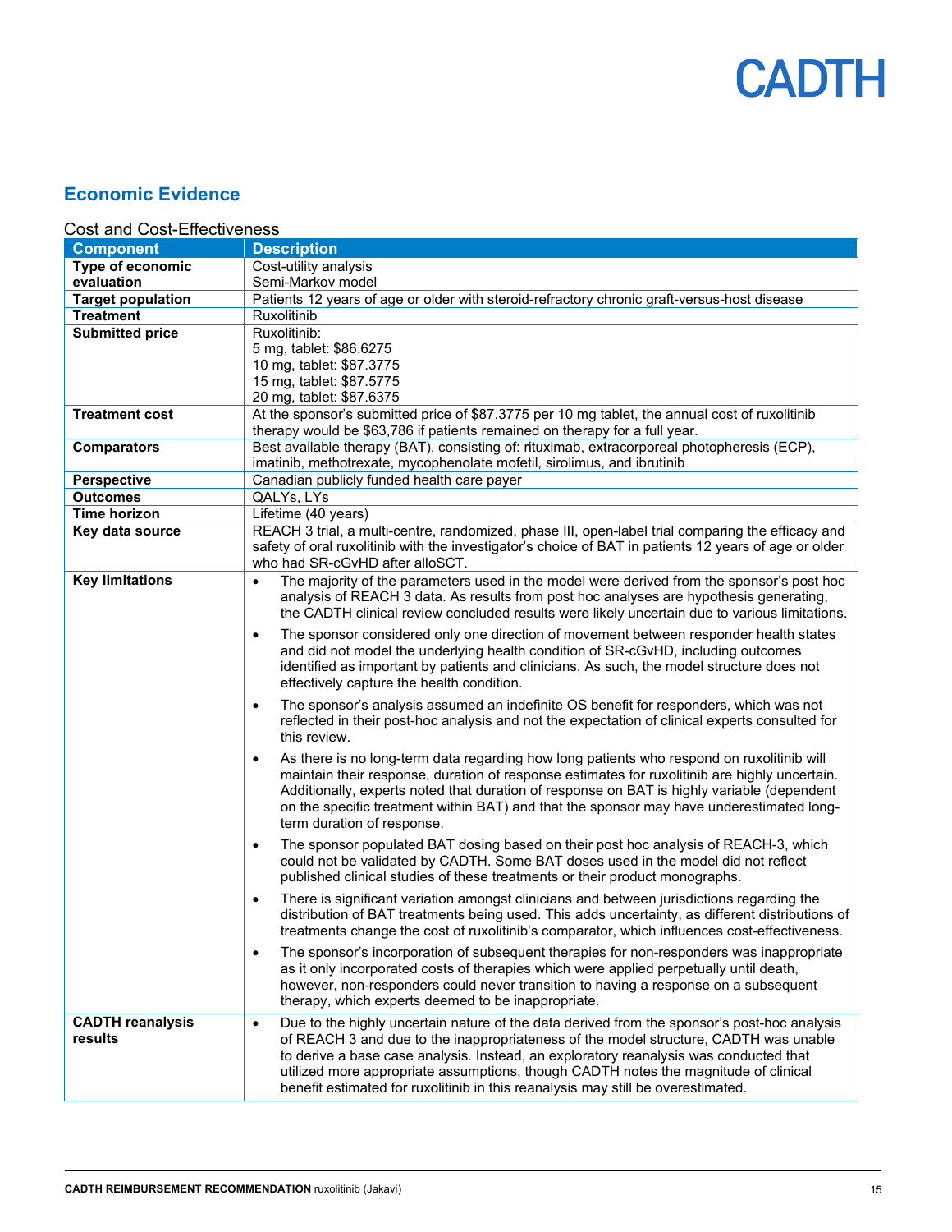## Economic Evidence

### Cost and Cost-Effectiveness

| Component | Description |
|---|---|
| **Type of economic evaluation** | Cost-utility analysis<br>Semi-Markov model |
| **Target population** | Patients 12 years of age or older with steroid-refractory chronic graft-versus-host disease |
| **Treatment** | Ruxolitinib |
| **Submitted price** | Ruxolitinib:<br>5 mg, tablet: $86.6275<br>10 mg, tablet: $87.3775<br>15 mg, tablet: $87.5775<br>20 mg, tablet: $87.6375 |
| **Treatment cost** | At the sponsor's submitted price of $87.3775 per 10 mg tablet, the annual cost of ruxolitinib therapy would be $63,786 if patients remained on therapy for a full year. |
| **Comparators** | Best available therapy (BAT), consisting of: rituximab, extracorporeal photopheresis (ECP), imatinib, methotrexate, mycophenolate mofetil, sirolimus, and ibrutinib |
| **Perspective** | Canadian publicly funded health care payer |
| **Outcomes** | QALYs, LYs |
| **Time horizon** | Lifetime (40 years) |
| **Key data source** | REACH 3 trial, a multi-centre, randomized, phase III, open-label trial comparing the efficacy and safety of oral ruxolitinib with the investigator's choice of BAT in patients 12 years of age or older who had SR-cGvHD after alloSCT. |
| **Key limitations** | • The majority of the parameters used in the model were derived from the sponsor's post hoc analysis of REACH 3 data. As results from post hoc analyses are hypothesis generating, the CADTH clinical review concluded results were likely uncertain due to various limitations.<br>• The sponsor considered only one direction of movement between responder health states and did not model the underlying health condition of SR-cGvHD, including outcomes identified as important by patients and clinicians. As such, the model structure does not effectively capture the health condition.<br>• The sponsor's analysis assumed an indefinite OS benefit for responders, which was not reflected in their post-hoc analysis and not the expectation of clinical experts consulted for this review.<br>• As there is no long-term data regarding how long patients who respond on ruxolitinib will maintain their response, duration of response estimates for ruxolitinib are highly uncertain. Additionally, experts noted that duration of response on BAT is highly variable (dependent on the specific treatment within BAT) and that the sponsor may have underestimated long-term duration of response.<br>• The sponsor populated BAT dosing based on their post hoc analysis of REACH-3, which could not be validated by CADTH. Some BAT doses used in the model did not reflect published clinical studies of these treatments or their product monographs.<br>• There is significant variation amongst clinicians and between jurisdictions regarding the distribution of BAT treatments being used. This adds uncertainty, as different distributions of treatments change the cost of ruxolitinib's comparator, which influences cost-effectiveness.<br>• The sponsor's incorporation of subsequent therapies for non-responders was inappropriate as it only incorporated costs of therapies which were applied perpetually until death, however, non-responders could never transition to having a response on a subsequent therapy, which experts deemed to be inappropriate. |
| **CADTH reanalysis results** | • Due to the highly uncertain nature of the data derived from the sponsor's post-hoc analysis of REACH 3 and due to the inappropriateness of the model structure, CADTH was unable to derive a base case analysis. Instead, an exploratory reanalysis was conducted that utilized more appropriate assumptions, though CADTH notes the magnitude of clinical benefit estimated for ruxolitinib in this reanalysis may still be overestimated. |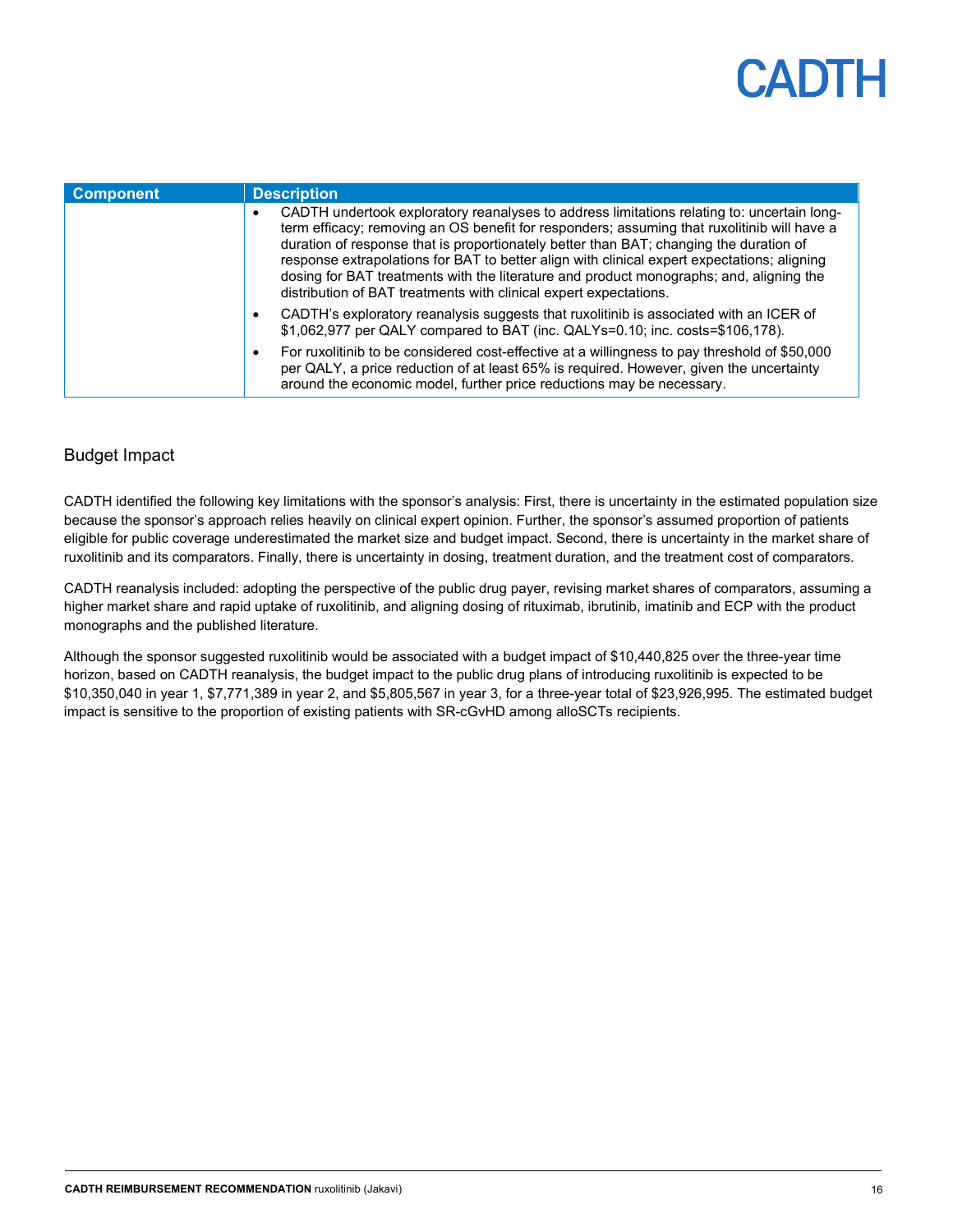| Component | Description |
|---|---|
| | • CADTH undertook exploratory reanalyses to address limitations relating to: uncertain long-term efficacy; removing an OS benefit for responders; assuming that ruxolitinib will have a duration of response that is proportionately better than BAT; changing the duration of response extrapolations for BAT to better align with clinical expert expectations; aligning dosing for BAT treatments with the literature and product monographs; and, aligning the distribution of BAT treatments with clinical expert expectations.<br>• CADTH's exploratory reanalysis suggests that ruxolitinib is associated with an ICER of $1,062,977 per QALY compared to BAT (inc. QALYs=0.10; inc. costs=$106,178).<br>• For ruxolitinib to be considered cost-effective at a willingness to pay threshold of $50,000 per QALY, a price reduction of at least 65% is required. However, given the uncertainty around the economic model, further price reductions may be necessary. |

## Budget Impact

CADTH identified the following key limitations with the sponsor's analysis: First, there is uncertainty in the estimated population size because the sponsor's approach relies heavily on clinical expert opinion. Further, the sponsor's assumed proportion of patients eligible for public coverage underestimated the market size and budget impact. Second, there is uncertainty in the market share of ruxolitinib and its comparators. Finally, there is uncertainty in dosing, treatment duration, and the treatment cost of comparators.

CADTH reanalysis included: adopting the perspective of the public drug payer, revising market shares of comparators, assuming a higher market share and rapid uptake of ruxolitinib, and aligning dosing of rituximab, ibrutinib, imatinib and ECP with the product monographs and the published literature.

Although the sponsor suggested ruxolitinib would be associated with a budget impact of $10,440,825 over the three-year time horizon, based on CADTH reanalysis, the budget impact to the public drug plans of introducing ruxolitinib is expected to be $10,350,040 in year 1, $7,771,389 in year 2, and $5,805,567 in year 3, for a three-year total of $23,926,995. The estimated budget impact is sensitive to the proportion of existing patients with SR-cGvHD among alloSCTs recipients.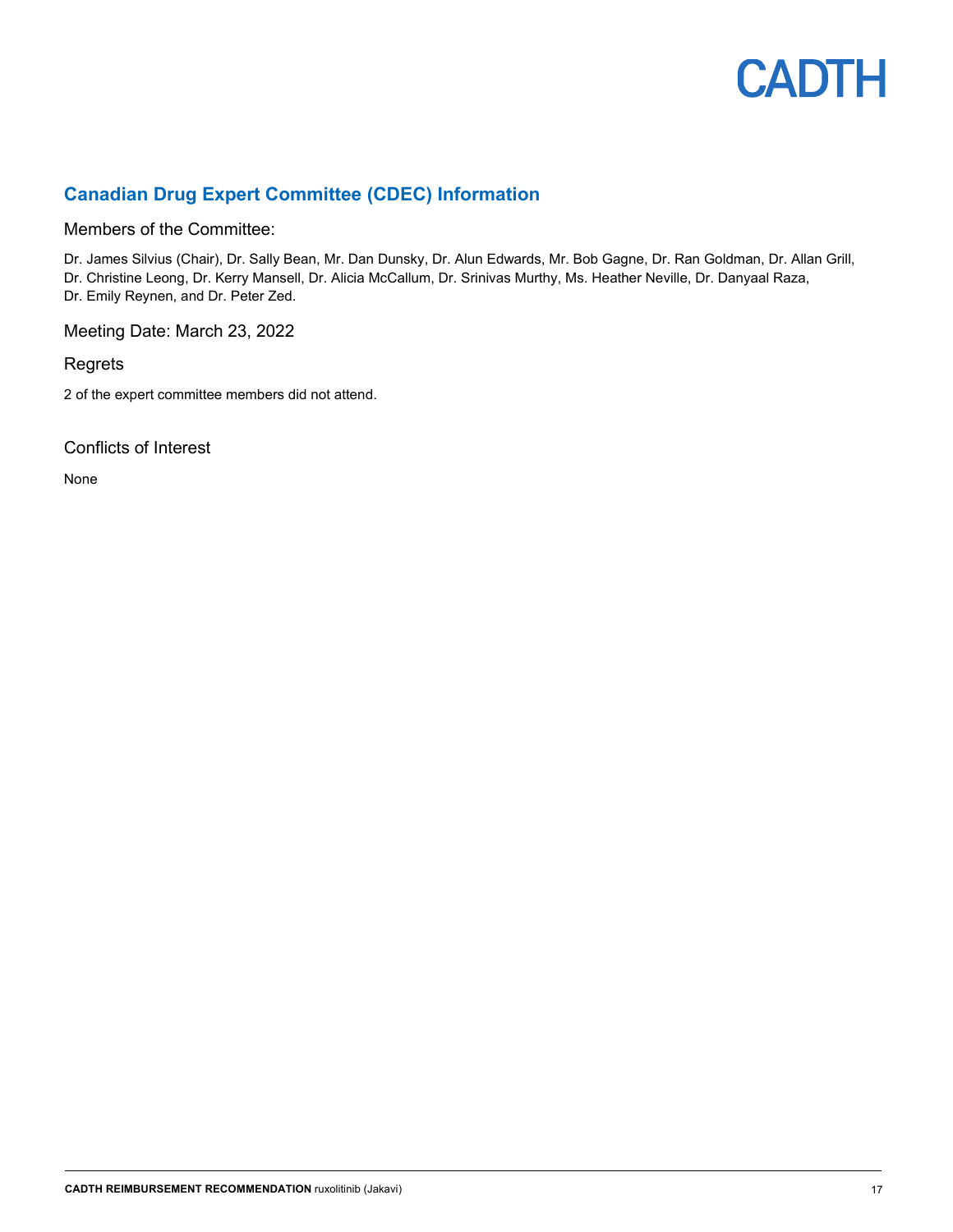## Canadian Drug Expert Committee (CDEC) Information

### Members of the Committee:

Dr. James Silvius (Chair), Dr. Sally Bean, Mr. Dan Dunsky, Dr. Alun Edwards, Mr. Bob Gagne, Dr. Ran Goldman, Dr. Allan Grill, Dr. Christine Leong, Dr. Kerry Mansell, Dr. Alicia McCallum, Dr. Srinivas Murthy, Ms. Heather Neville, Dr. Danyaal Raza, Dr. Emily Reynen, and Dr. Peter Zed.

### Meeting Date: March 23, 2022

### Regrets

2 of the expert committee members did not attend.

### Conflicts of Interest

None